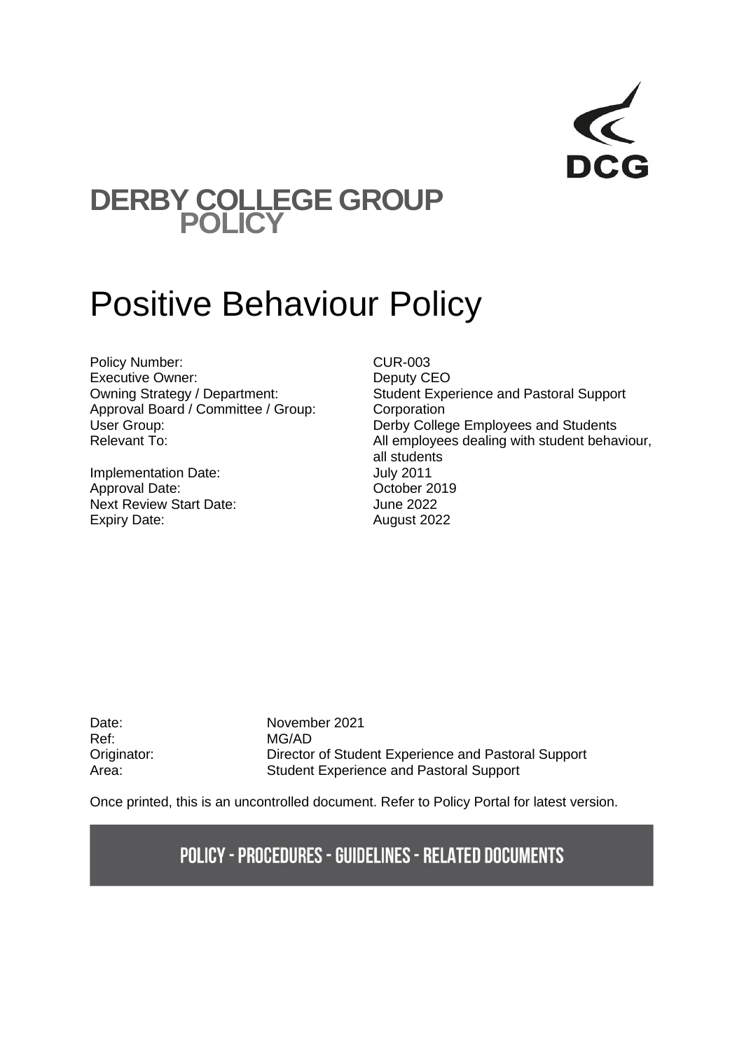# DERBY COLLEGE GROUP POLICY

# Positive Behaviour Policy

| | |
|---|---|
| Policy Number: | CUR-003 |
| Executive Owner: | Deputy CEO |
| Owning Strategy / Department: | Student Experience and Pastoral Support |
| Approval Board / Committee / Group: | Corporation |
| User Group: | Derby College Employees and Students |
| Relevant To: | All employees dealing with student behaviour, all students |
| Implementation Date: | July 2011 |
| Approval Date: | October 2019 |
| Next Review Start Date: | June 2022 |
| Expiry Date: | August 2022 |

| | |
|---|---|
| Date: | November 2021 |
| Ref: | MG/AD |
| Originator: | Director of Student Experience and Pastoral Support |
| Area: | Student Experience and Pastoral Support |

Once printed, this is an uncontrolled document. Refer to Policy Portal for latest version.

**POLICY - PROCEDURES - GUIDELINES - RELATED DOCUMENTS**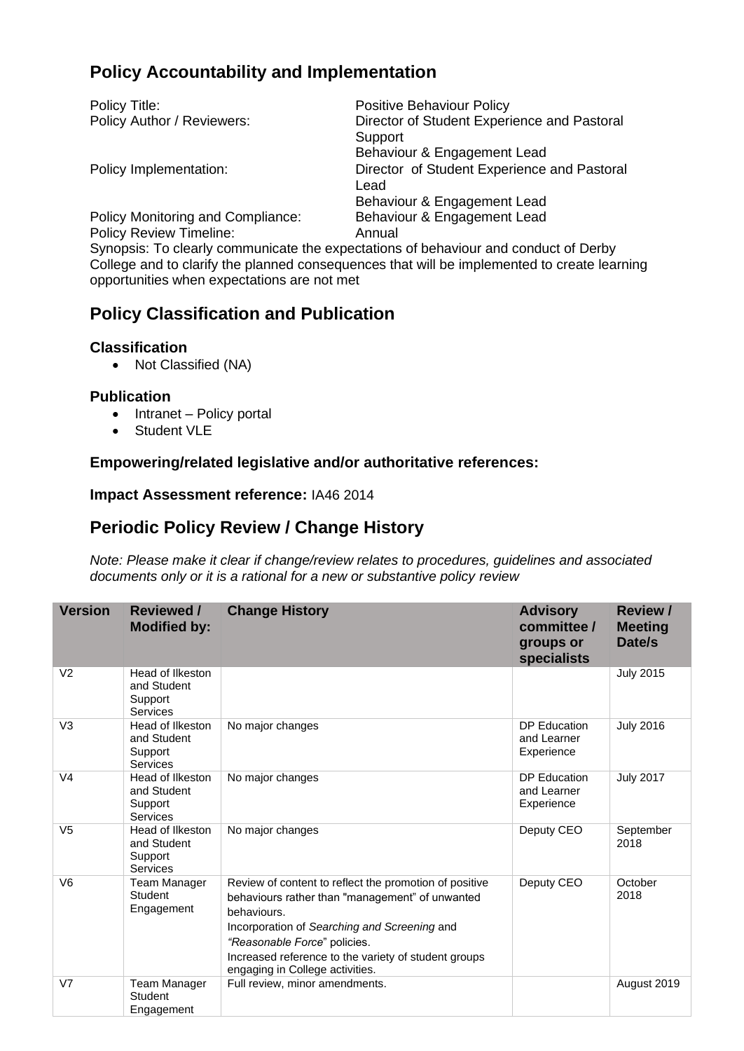## Policy Accountability and Implementation

| | |
|---|---|
| Policy Title: | Positive Behaviour Policy |
| Policy Author / Reviewers: | Director of Student Experience and Pastoral Support<br>Behaviour & Engagement Lead |
| Policy Implementation: | Director of Student Experience and Pastoral Lead<br>Behaviour & Engagement Lead |
| Policy Monitoring and Compliance: | Behaviour & Engagement Lead |
| Policy Review Timeline: | Annual |

Synopsis: To clearly communicate the expectations of behaviour and conduct of Derby College and to clarify the planned consequences that will be implemented to create learning opportunities when expectations are not met

## Policy Classification and Publication

### Classification

- Not Classified (NA)

### Publication

- Intranet – Policy portal
- Student VLE

### Empowering/related legislative and/or authoritative references:

**Impact Assessment reference:** IA46 2014

## Periodic Policy Review / Change History

*Note: Please make it clear if change/review relates to procedures, guidelines and associated documents only or it is a rational for a new or substantive policy review*

| Version | Reviewed / Modified by: | Change History | Advisory committee / groups or specialists | Review / Meeting Date/s |
|---|---|---|---|---|
| V2 | Head of Ilkeston and Student Support Services | | | July 2015 |
| V3 | Head of Ilkeston and Student Support Services | No major changes | DP Education and Learner Experience | July 2016 |
| V4 | Head of Ilkeston and Student Support Services | No major changes | DP Education and Learner Experience | July 2017 |
| V5 | Head of Ilkeston and Student Support Services | No major changes | Deputy CEO | September 2018 |
| V6 | Team Manager Student Engagement | Review of content to reflect the promotion of positive behaviours rather than "management" of unwanted behaviours.<br>Incorporation of *Searching and Screening* and *"Reasonable Force*" policies.<br>Increased reference to the variety of student groups engaging in College activities. | Deputy CEO | October 2018 |
| V7 | Team Manager Student Engagement | Full review, minor amendments. | | August 2019 |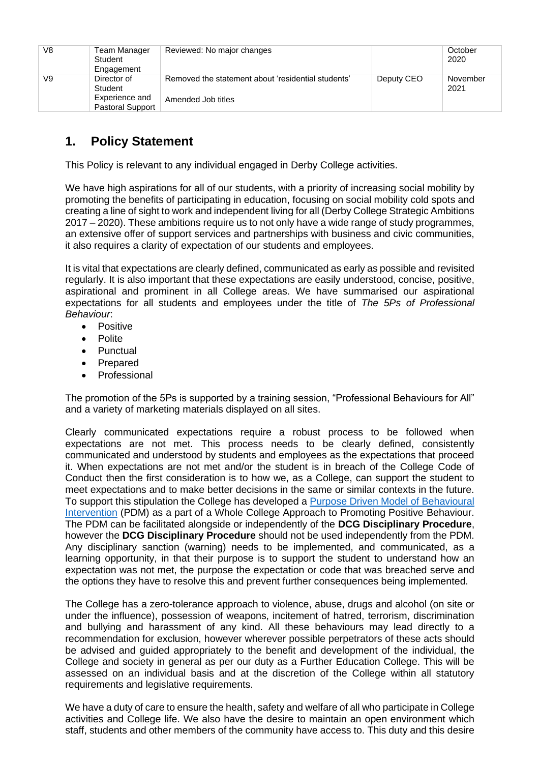| V8 | Team Manager Student Engagement | Reviewed: No major changes | | October 2020 |
|---|---|---|---|---|
| V9 | Director of Student Experience and Pastoral Support | Removed the statement about 'residential students'<br><br>Amended Job titles | Deputy CEO | November 2021 |

## 1. Policy Statement

This Policy is relevant to any individual engaged in Derby College activities.

We have high aspirations for all of our students, with a priority of increasing social mobility by promoting the benefits of participating in education, focusing on social mobility cold spots and creating a line of sight to work and independent living for all (Derby College Strategic Ambitions 2017 – 2020). These ambitions require us to not only have a wide range of study programmes, an extensive offer of support services and partnerships with business and civic communities, it also requires a clarity of expectation of our students and employees.

It is vital that expectations are clearly defined, communicated as early as possible and revisited regularly. It is also important that these expectations are easily understood, concise, positive, aspirational and prominent in all College areas. We have summarised our aspirational expectations for all students and employees under the title of *The 5Ps of Professional Behaviour*:

- Positive
- Polite
- Punctual
- Prepared
- Professional

The promotion of the 5Ps is supported by a training session, "Professional Behaviours for All" and a variety of marketing materials displayed on all sites.

Clearly communicated expectations require a robust process to be followed when expectations are not met. This process needs to be clearly defined, consistently communicated and understood by students and employees as the expectations that proceed it. When expectations are not met and/or the student is in breach of the College Code of Conduct then the first consideration is to how we, as a College, can support the student to meet expectations and to make better decisions in the same or similar contexts in the future. To support this stipulation the College has developed a [Purpose Driven Model of Behavioural Intervention](#) (PDM) as a part of a Whole College Approach to Promoting Positive Behaviour. The PDM can be facilitated alongside or independently of the **DCG Disciplinary Procedure**, however the **DCG Disciplinary Procedure** should not be used independently from the PDM. Any disciplinary sanction (warning) needs to be implemented, and communicated, as a learning opportunity, in that their purpose is to support the student to understand how an expectation was not met, the purpose the expectation or code that was breached serve and the options they have to resolve this and prevent further consequences being implemented.

The College has a zero-tolerance approach to violence, abuse, drugs and alcohol (on site or under the influence), possession of weapons, incitement of hatred, terrorism, discrimination and bullying and harassment of any kind. All these behaviours may lead directly to a recommendation for exclusion, however wherever possible perpetrators of these acts should be advised and guided appropriately to the benefit and development of the individual, the College and society in general as per our duty as a Further Education College. This will be assessed on an individual basis and at the discretion of the College within all statutory requirements and legislative requirements.

We have a duty of care to ensure the health, safety and welfare of all who participate in College activities and College life. We also have the desire to maintain an open environment which staff, students and other members of the community have access to. This duty and this desire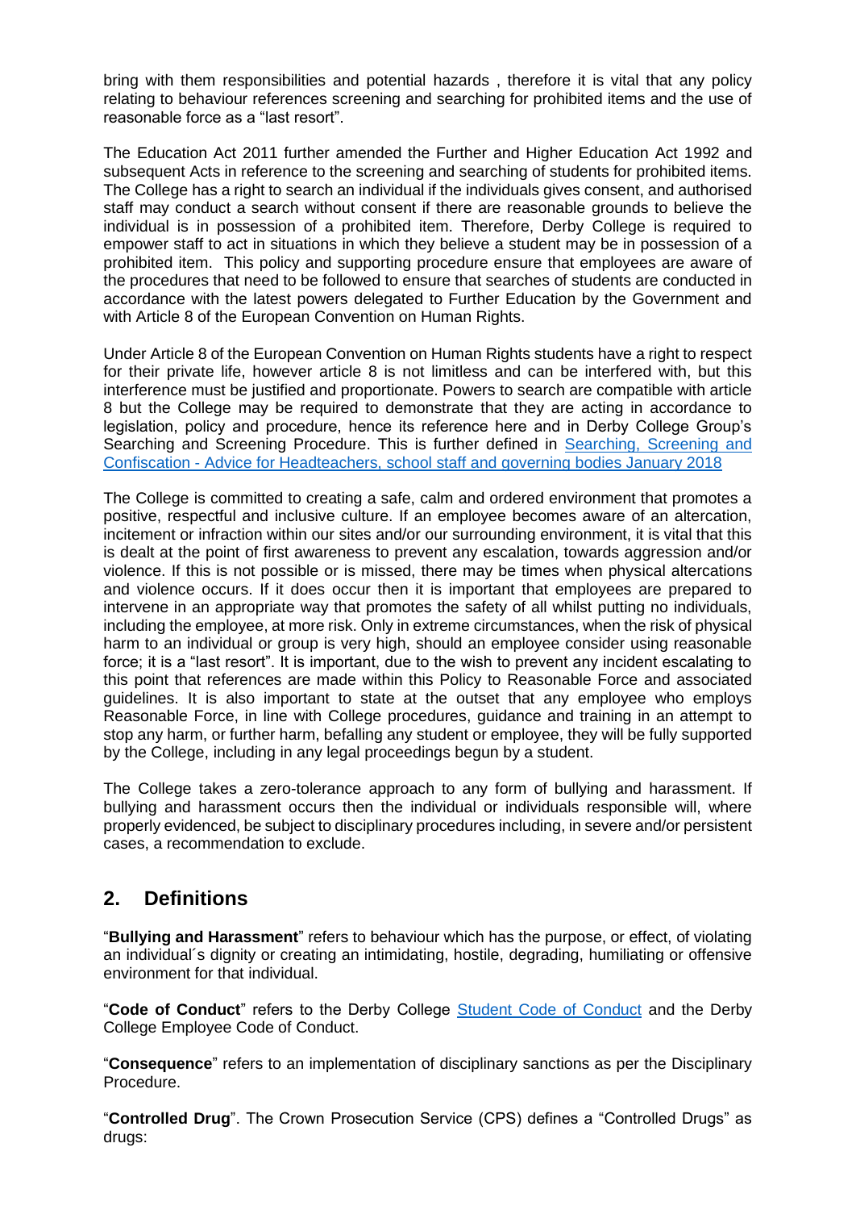bring with them responsibilities and potential hazards , therefore it is vital that any policy relating to behaviour references screening and searching for prohibited items and the use of reasonable force as a "last resort".

The Education Act 2011 further amended the Further and Higher Education Act 1992 and subsequent Acts in reference to the screening and searching of students for prohibited items. The College has a right to search an individual if the individuals gives consent, and authorised staff may conduct a search without consent if there are reasonable grounds to believe the individual is in possession of a prohibited item. Therefore, Derby College is required to empower staff to act in situations in which they believe a student may be in possession of a prohibited item. This policy and supporting procedure ensure that employees are aware of the procedures that need to be followed to ensure that searches of students are conducted in accordance with the latest powers delegated to Further Education by the Government and with Article 8 of the European Convention on Human Rights.

Under Article 8 of the European Convention on Human Rights students have a right to respect for their private life, however article 8 is not limitless and can be interfered with, but this interference must be justified and proportionate. Powers to search are compatible with article 8 but the College may be required to demonstrate that they are acting in accordance to legislation, policy and procedure, hence its reference here and in Derby College Group's Searching and Screening Procedure. This is further defined in [Searching, Screening and Confiscation - Advice for Headteachers, school staff and governing bodies January 2018]

The College is committed to creating a safe, calm and ordered environment that promotes a positive, respectful and inclusive culture. If an employee becomes aware of an altercation, incitement or infraction within our sites and/or our surrounding environment, it is vital that this is dealt at the point of first awareness to prevent any escalation, towards aggression and/or violence. If this is not possible or is missed, there may be times when physical altercations and violence occurs. If it does occur then it is important that employees are prepared to intervene in an appropriate way that promotes the safety of all whilst putting no individuals, including the employee, at more risk. Only in extreme circumstances, when the risk of physical harm to an individual or group is very high, should an employee consider using reasonable force; it is a "last resort". It is important, due to the wish to prevent any incident escalating to this point that references are made within this Policy to Reasonable Force and associated guidelines. It is also important to state at the outset that any employee who employs Reasonable Force, in line with College procedures, guidance and training in an attempt to stop any harm, or further harm, befalling any student or employee, they will be fully supported by the College, including in any legal proceedings begun by a student.

The College takes a zero-tolerance approach to any form of bullying and harassment. If bullying and harassment occurs then the individual or individuals responsible will, where properly evidenced, be subject to disciplinary procedures including, in severe and/or persistent cases, a recommendation to exclude.

## 2. Definitions

"**Bullying and Harassment**" refers to behaviour which has the purpose, or effect, of violating an individual´s dignity or creating an intimidating, hostile, degrading, humiliating or offensive environment for that individual.

"**Code of Conduct**" refers to the Derby College Student Code of Conduct and the Derby College Employee Code of Conduct.

"**Consequence**" refers to an implementation of disciplinary sanctions as per the Disciplinary Procedure.

"**Controlled Drug**". The Crown Prosecution Service (CPS) defines a "Controlled Drugs" as drugs: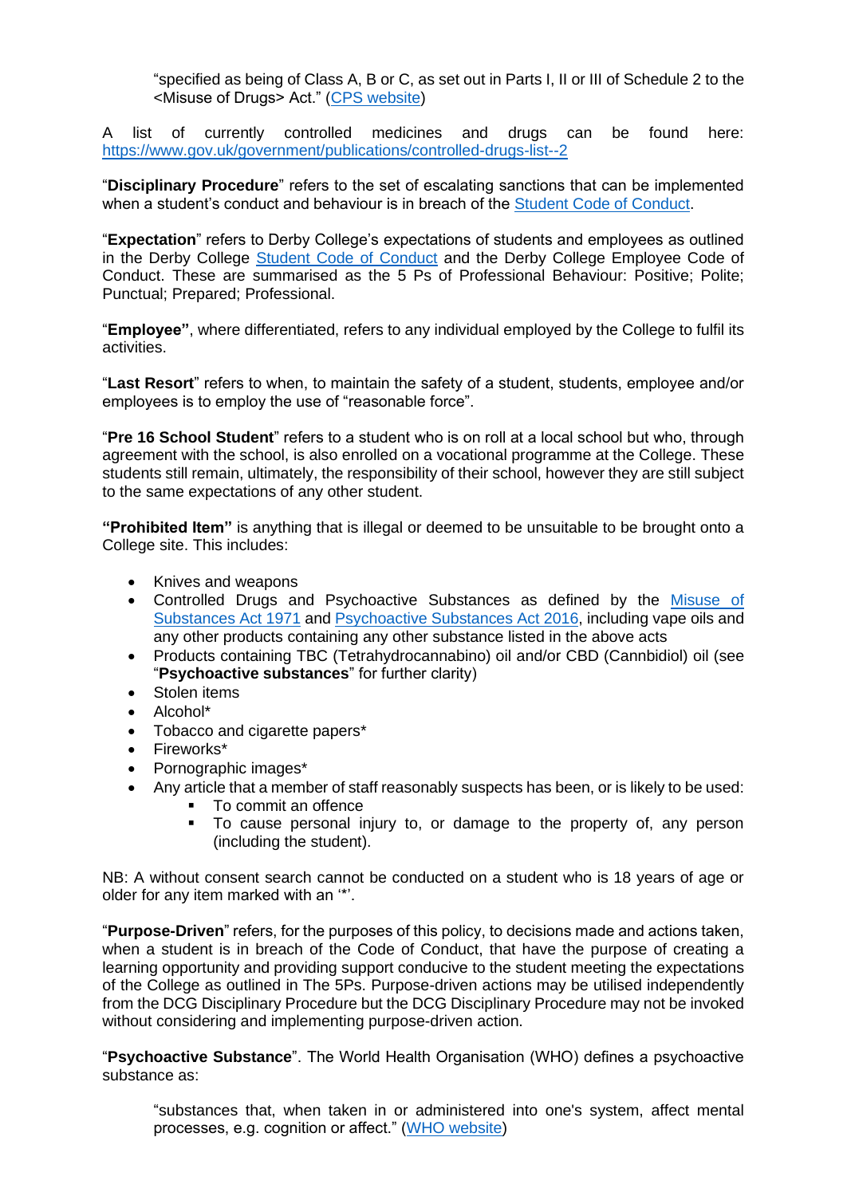> "specified as being of Class A, B or C, as set out in Parts I, II or III of Schedule 2 to the <Misuse of Drugs> Act." (CPS website)

A list of currently controlled medicines and drugs can be found here: https://www.gov.uk/government/publications/controlled-drugs-list--2

"**Disciplinary Procedure**" refers to the set of escalating sanctions that can be implemented when a student's conduct and behaviour is in breach of the Student Code of Conduct.

"**Expectation**" refers to Derby College's expectations of students and employees as outlined in the Derby College Student Code of Conduct and the Derby College Employee Code of Conduct. These are summarised as the 5 Ps of Professional Behaviour: Positive; Polite; Punctual; Prepared; Professional.

"**Employee**", where differentiated, refers to any individual employed by the College to fulfil its activities.

"**Last Resort**" refers to when, to maintain the safety of a student, students, employee and/or employees is to employ the use of "reasonable force".

"**Pre 16 School Student**" refers to a student who is on roll at a local school but who, through agreement with the school, is also enrolled on a vocational programme at the College. These students still remain, ultimately, the responsibility of their school, however they are still subject to the same expectations of any other student.

**"Prohibited Item"** is anything that is illegal or deemed to be unsuitable to be brought onto a College site. This includes:

- Knives and weapons
- Controlled Drugs and Psychoactive Substances as defined by the Misuse of Substances Act 1971 and Psychoactive Substances Act 2016, including vape oils and any other products containing any other substance listed in the above acts
- Products containing TBC (Tetrahydrocannabino) oil and/or CBD (Cannbidiol) oil (see "**Psychoactive substances**" for further clarity)
- Stolen items
- Alcohol*
- Tobacco and cigarette papers*
- Fireworks*
- Pornographic images*
- Any article that a member of staff reasonably suspects has been, or is likely to be used:
  - To commit an offence
  - To cause personal injury to, or damage to the property of, any person (including the student).

NB: A without consent search cannot be conducted on a student who is 18 years of age or older for any item marked with an '*'.

"**Purpose-Driven**" refers, for the purposes of this policy, to decisions made and actions taken, when a student is in breach of the Code of Conduct, that have the purpose of creating a learning opportunity and providing support conducive to the student meeting the expectations of the College as outlined in The 5Ps. Purpose-driven actions may be utilised independently from the DCG Disciplinary Procedure but the DCG Disciplinary Procedure may not be invoked without considering and implementing purpose-driven action.

"**Psychoactive Substance**". The World Health Organisation (WHO) defines a psychoactive substance as:

> "substances that, when taken in or administered into one's system, affect mental processes, e.g. cognition or affect." (WHO website)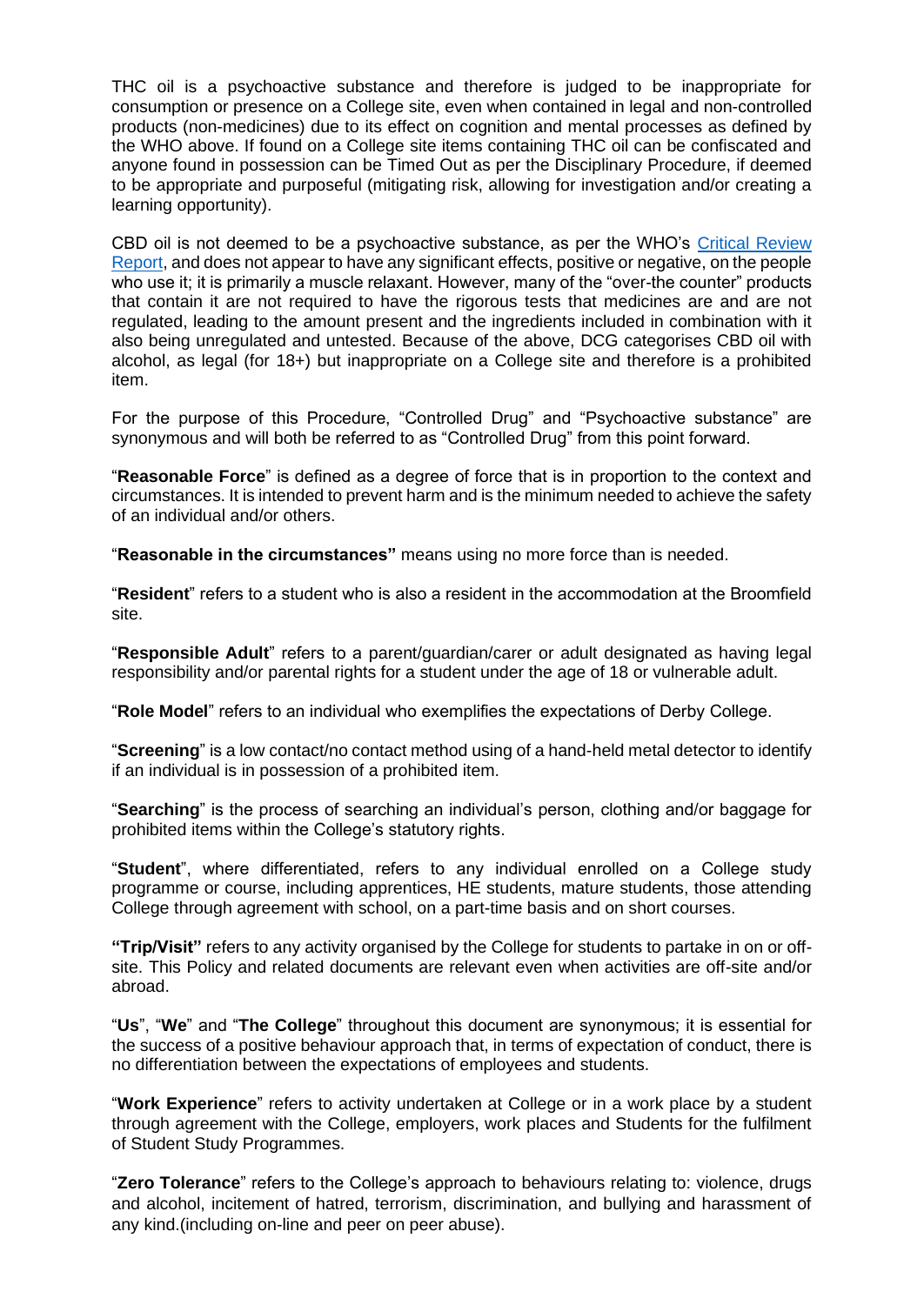THC oil is a psychoactive substance and therefore is judged to be inappropriate for consumption or presence on a College site, even when contained in legal and non-controlled products (non-medicines) due to its effect on cognition and mental processes as defined by the WHO above. If found on a College site items containing THC oil can be confiscated and anyone found in possession can be Timed Out as per the Disciplinary Procedure, if deemed to be appropriate and purposeful (mitigating risk, allowing for investigation and/or creating a learning opportunity).

CBD oil is not deemed to be a psychoactive substance, as per the WHO's [Critical Review Report], and does not appear to have any significant effects, positive or negative, on the people who use it; it is primarily a muscle relaxant. However, many of the "over-the counter" products that contain it are not required to have the rigorous tests that medicines are and are not regulated, leading to the amount present and the ingredients included in combination with it also being unregulated and untested. Because of the above, DCG categorises CBD oil with alcohol, as legal (for 18+) but inappropriate on a College site and therefore is a prohibited item.

For the purpose of this Procedure, "Controlled Drug" and "Psychoactive substance" are synonymous and will both be referred to as "Controlled Drug" from this point forward.

"**Reasonable Force**" is defined as a degree of force that is in proportion to the context and circumstances. It is intended to prevent harm and is the minimum needed to achieve the safety of an individual and/or others.

"**Reasonable in the circumstances"** means using no more force than is needed.

"**Resident**" refers to a student who is also a resident in the accommodation at the Broomfield site.

"**Responsible Adult**" refers to a parent/guardian/carer or adult designated as having legal responsibility and/or parental rights for a student under the age of 18 or vulnerable adult.

"**Role Model**" refers to an individual who exemplifies the expectations of Derby College.

"**Screening**" is a low contact/no contact method using of a hand-held metal detector to identify if an individual is in possession of a prohibited item.

"**Searching**" is the process of searching an individual's person, clothing and/or baggage for prohibited items within the College's statutory rights.

"**Student**", where differentiated, refers to any individual enrolled on a College study programme or course, including apprentices, HE students, mature students, those attending College through agreement with school, on a part-time basis and on short courses.

**"Trip/Visit"** refers to any activity organised by the College for students to partake in on or off-site. This Policy and related documents are relevant even when activities are off-site and/or abroad.

"**Us**", "**We**" and "**The College**" throughout this document are synonymous; it is essential for the success of a positive behaviour approach that, in terms of expectation of conduct, there is no differentiation between the expectations of employees and students.

"**Work Experience**" refers to activity undertaken at College or in a work place by a student through agreement with the College, employers, work places and Students for the fulfilment of Student Study Programmes.

"**Zero Tolerance**" refers to the College's approach to behaviours relating to: violence, drugs and alcohol, incitement of hatred, terrorism, discrimination, and bullying and harassment of any kind.(including on-line and peer on peer abuse).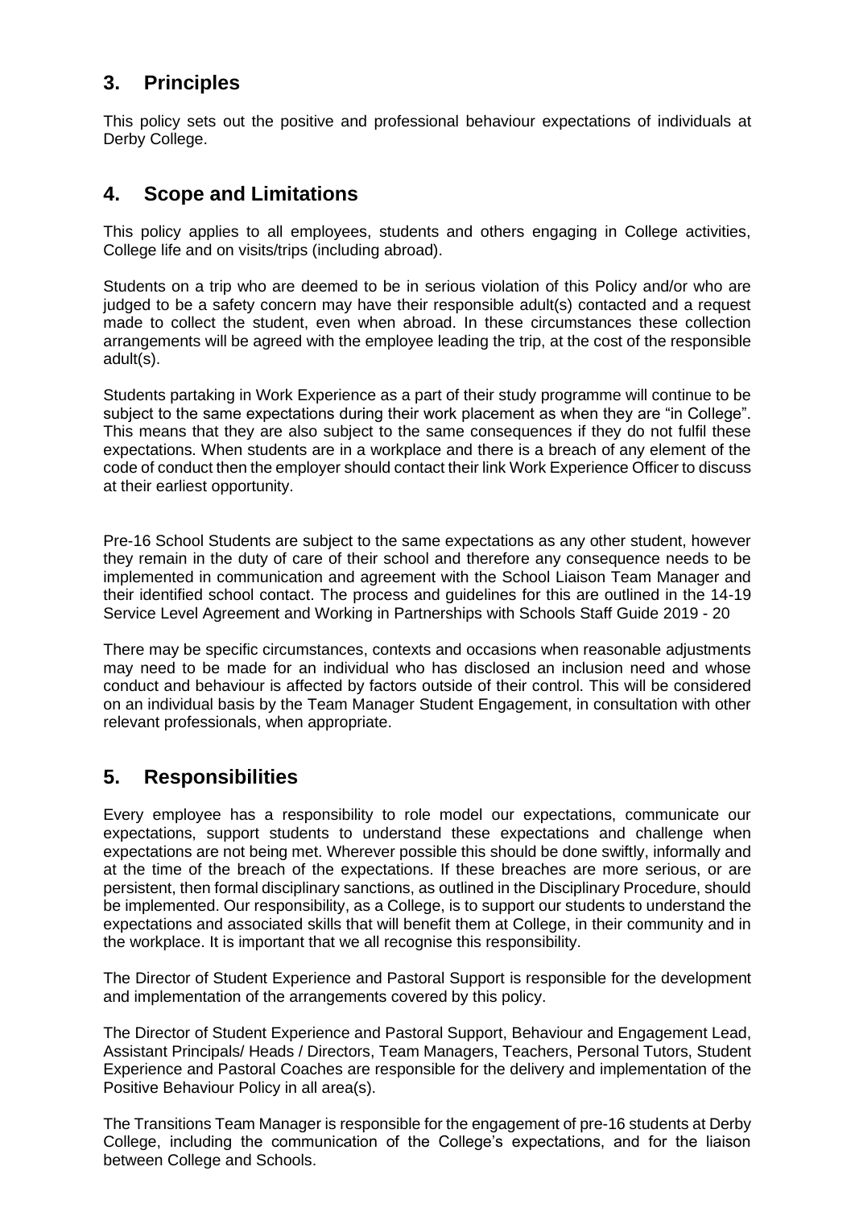## 3. Principles

This policy sets out the positive and professional behaviour expectations of individuals at Derby College.

## 4. Scope and Limitations

This policy applies to all employees, students and others engaging in College activities, College life and on visits/trips (including abroad).

Students on a trip who are deemed to be in serious violation of this Policy and/or who are judged to be a safety concern may have their responsible adult(s) contacted and a request made to collect the student, even when abroad. In these circumstances these collection arrangements will be agreed with the employee leading the trip, at the cost of the responsible adult(s).

Students partaking in Work Experience as a part of their study programme will continue to be subject to the same expectations during their work placement as when they are "in College". This means that they are also subject to the same consequences if they do not fulfil these expectations. When students are in a workplace and there is a breach of any element of the code of conduct then the employer should contact their link Work Experience Officer to discuss at their earliest opportunity.

Pre-16 School Students are subject to the same expectations as any other student, however they remain in the duty of care of their school and therefore any consequence needs to be implemented in communication and agreement with the School Liaison Team Manager and their identified school contact. The process and guidelines for this are outlined in the 14-19 Service Level Agreement and Working in Partnerships with Schools Staff Guide 2019 - 20

There may be specific circumstances, contexts and occasions when reasonable adjustments may need to be made for an individual who has disclosed an inclusion need and whose conduct and behaviour is affected by factors outside of their control. This will be considered on an individual basis by the Team Manager Student Engagement, in consultation with other relevant professionals, when appropriate.

## 5. Responsibilities

Every employee has a responsibility to role model our expectations, communicate our expectations, support students to understand these expectations and challenge when expectations are not being met. Wherever possible this should be done swiftly, informally and at the time of the breach of the expectations. If these breaches are more serious, or are persistent, then formal disciplinary sanctions, as outlined in the Disciplinary Procedure, should be implemented. Our responsibility, as a College, is to support our students to understand the expectations and associated skills that will benefit them at College, in their community and in the workplace. It is important that we all recognise this responsibility.

The Director of Student Experience and Pastoral Support is responsible for the development and implementation of the arrangements covered by this policy.

The Director of Student Experience and Pastoral Support, Behaviour and Engagement Lead, Assistant Principals/ Heads / Directors, Team Managers, Teachers, Personal Tutors, Student Experience and Pastoral Coaches are responsible for the delivery and implementation of the Positive Behaviour Policy in all area(s).

The Transitions Team Manager is responsible for the engagement of pre-16 students at Derby College, including the communication of the College's expectations, and for the liaison between College and Schools.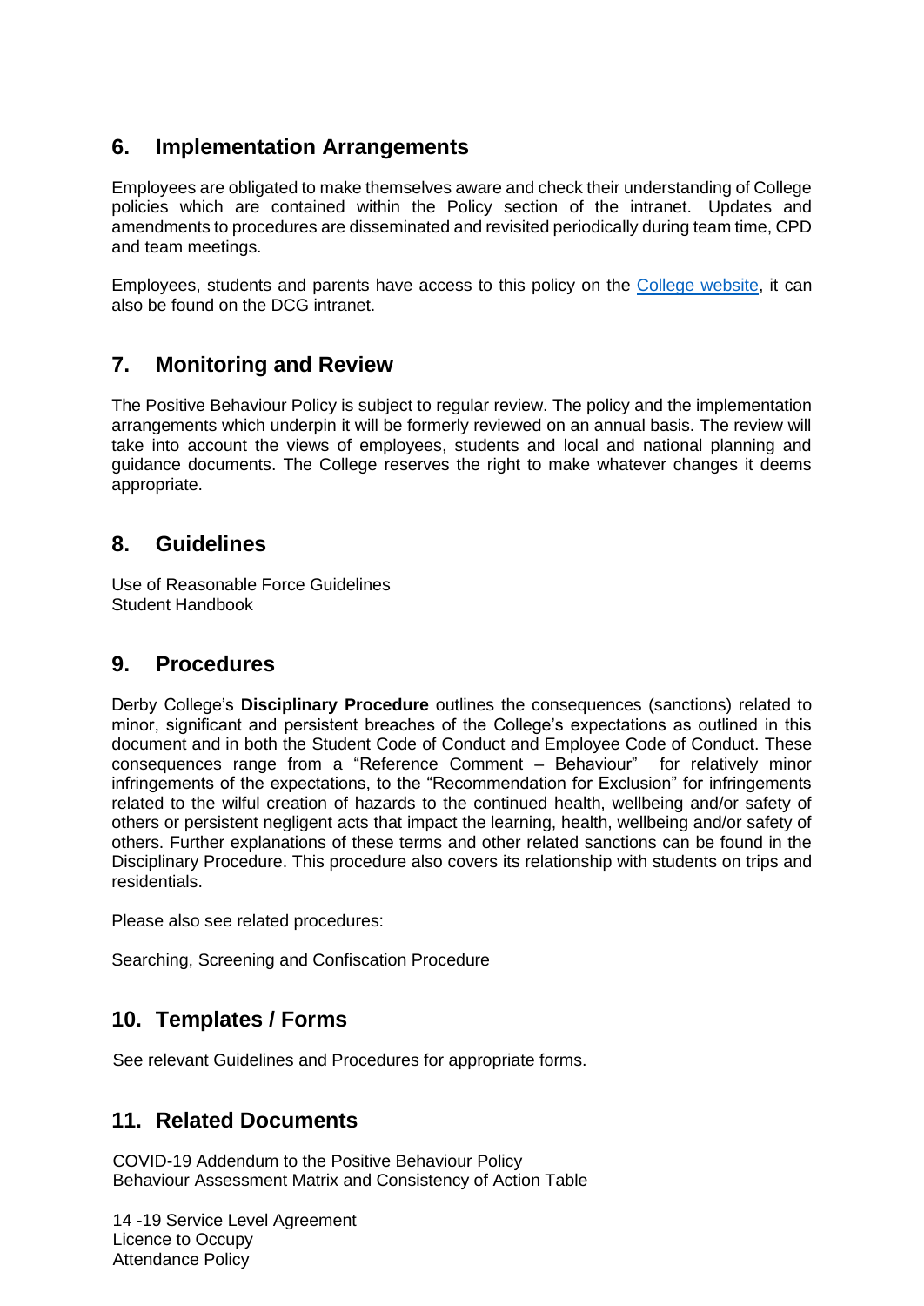## 6. Implementation Arrangements

Employees are obligated to make themselves aware and check their understanding of College policies which are contained within the Policy section of the intranet. Updates and amendments to procedures are disseminated and revisited periodically during team time, CPD and team meetings.

Employees, students and parents have access to this policy on the College website, it can also be found on the DCG intranet.

## 7. Monitoring and Review

The Positive Behaviour Policy is subject to regular review. The policy and the implementation arrangements which underpin it will be formerly reviewed on an annual basis. The review will take into account the views of employees, students and local and national planning and guidance documents. The College reserves the right to make whatever changes it deems appropriate.

## 8. Guidelines

Use of Reasonable Force Guidelines
Student Handbook

## 9. Procedures

Derby College's **Disciplinary Procedure** outlines the consequences (sanctions) related to minor, significant and persistent breaches of the College's expectations as outlined in this document and in both the Student Code of Conduct and Employee Code of Conduct. These consequences range from a "Reference Comment – Behaviour" for relatively minor infringements of the expectations, to the "Recommendation for Exclusion" for infringements related to the wilful creation of hazards to the continued health, wellbeing and/or safety of others or persistent negligent acts that impact the learning, health, wellbeing and/or safety of others. Further explanations of these terms and other related sanctions can be found in the Disciplinary Procedure. This procedure also covers its relationship with students on trips and residentials.

Please also see related procedures:

Searching, Screening and Confiscation Procedure

## 10. Templates / Forms

See relevant Guidelines and Procedures for appropriate forms.

## 11. Related Documents

COVID-19 Addendum to the Positive Behaviour Policy
Behaviour Assessment Matrix and Consistency of Action Table

14 -19 Service Level Agreement
Licence to Occupy
Attendance Policy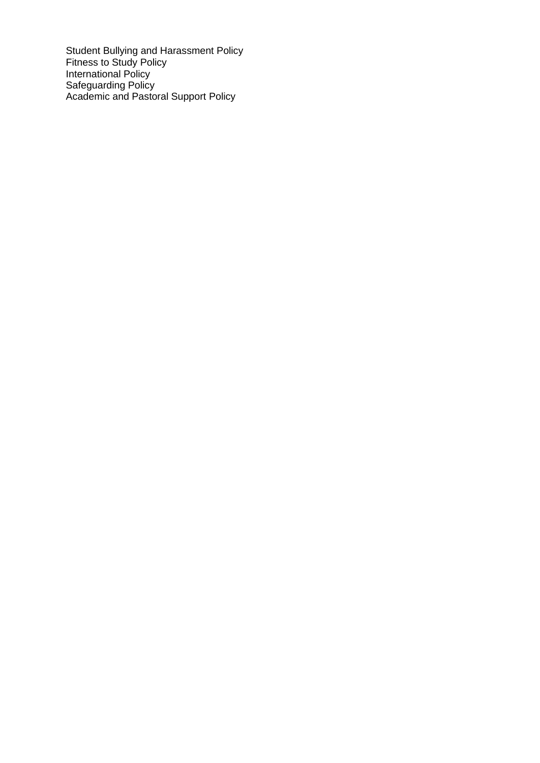Student Bullying and Harassment Policy
Fitness to Study Policy
International Policy
Safeguarding Policy
Academic and Pastoral Support Policy